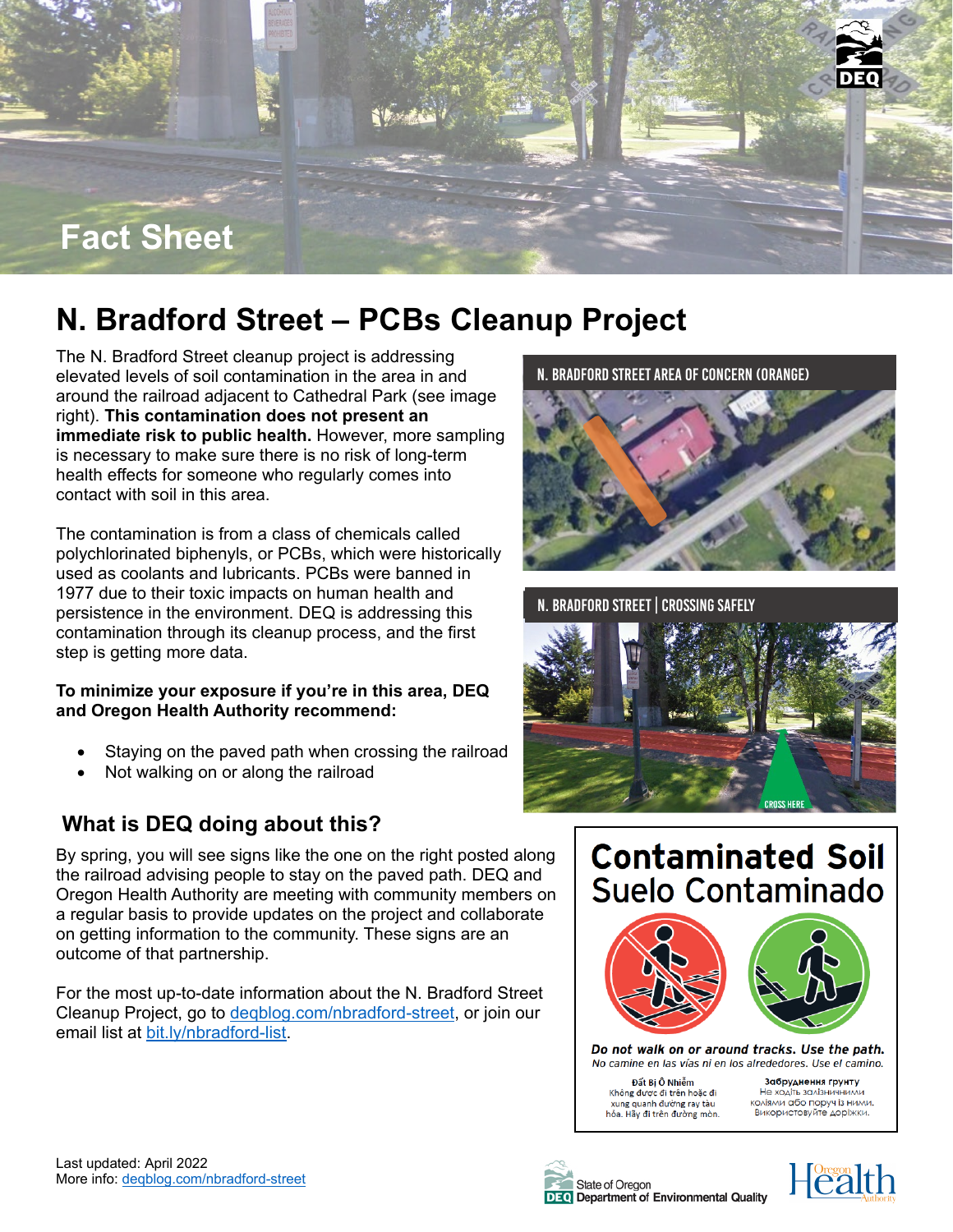Fact Sheet

# N. Bradford Street – PCBs Cleanup Project

The N. Bradford Street cleanup project is addressing elevated levels of soil contamination in the area in and around the railroad adjacent to Cathedral Park (see image right). **This contamination does not present an immediate risk to public health.** However, more sampling is necessary to make sure there is no risk of long-term health effects for someone who regularly comes into contact with soil in this area.

The contamination is from a class of chemicals called polychlorinated biphenyls, or PCBs, which were historically used as coolants and lubricants. PCBs were banned in 1977 due to their toxic impacts on human health and persistence in the environment. DEQ is addressing this contamination through its cleanup process, and the first step is getting more data.

**To minimize your exposure if you're in this area, DEQ and Oregon Health Authority recommend:**

- Staying on the paved path when crossing the railroad
- Not walking on or along the railroad

N. BRADFORD STREET AREA OF CONCERN (ORANGE)

N. BRADFORD STREET | CROSSING SAFELY

CROSS HERE

## What is DEQ doing about this?

By spring, you will see signs like the one on the right posted along the railroad advising people to stay on the paved path. DEQ and Oregon Health Authority are meeting with community members on a regular basis to provide updates on the project and collaborate on getting information to the community. These signs are an outcome of that partnership.

For the most up-to-date information about the N. Bradford Street Cleanup Project, go to deqblog.com/nbradford-street, or join our email list at bit.ly/nbradford-list.

**Contamined Soil**
**Suelo Contaminado**

***Do not walk on or around tracks. Use the path.***
*No camine en las vías ni en los alrededores. Use el camino.*

**Đất Bị Ô Nhiễm**
Không được đi trên hoặc đi xung quanh đường ray tàu hỏa. Hãy đi trên đường mòn.

**Забруднення ґрунту**
Не ходіть залізничними коліями або поруч із ними. Використовуйте доріжки.

Last updated: April 2022
More info: deqblog.com/nbradford-street

State of Oregon DEQ Department of Environmental Quality

Oregon Health Authority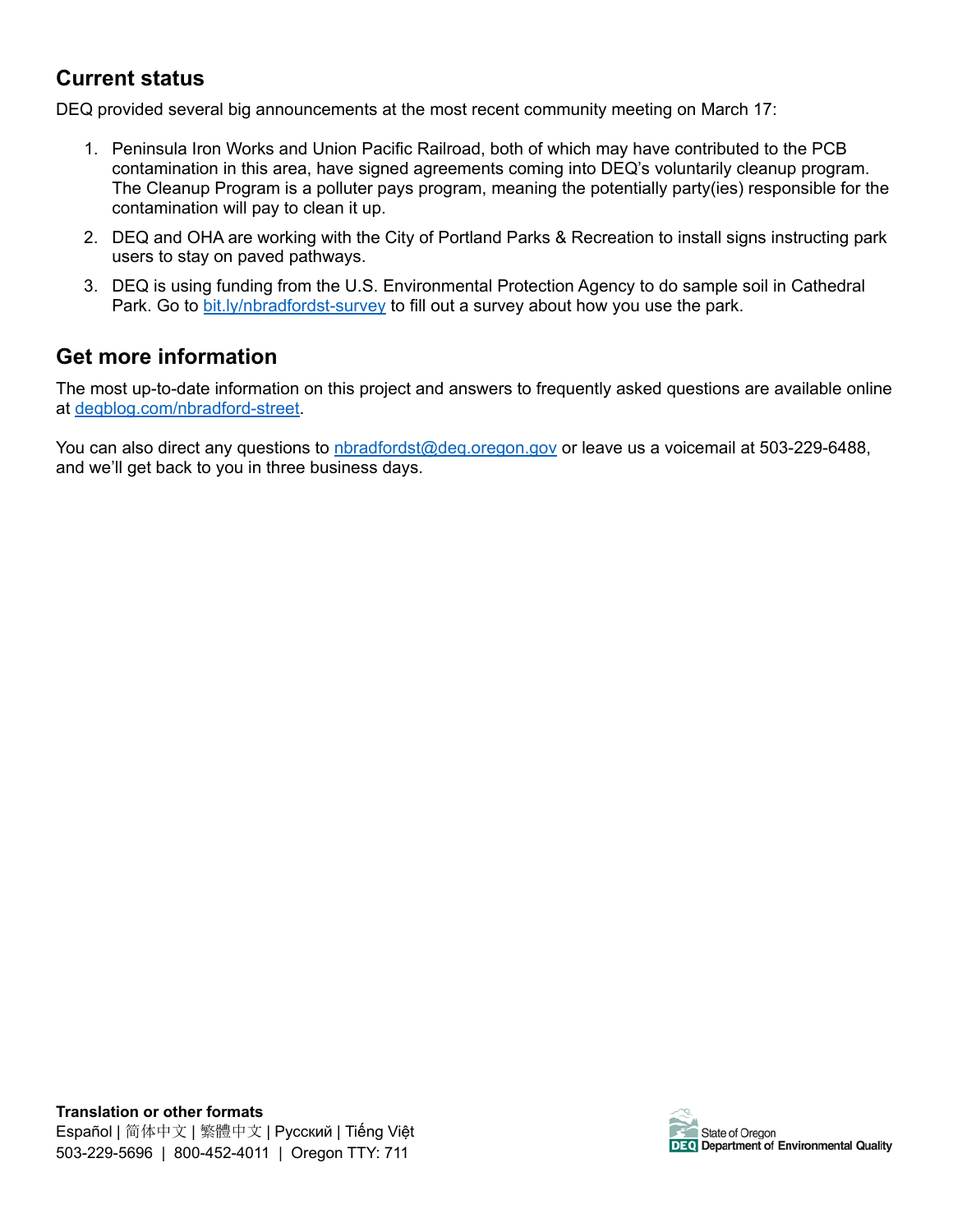## Current status

DEQ provided several big announcements at the most recent community meeting on March 17:

1. Peninsula Iron Works and Union Pacific Railroad, both of which may have contributed to the PCB contamination in this area, have signed agreements coming into DEQ's voluntarily cleanup program. The Cleanup Program is a polluter pays program, meaning the potentially party(ies) responsible for the contamination will pay to clean it up.
2. DEQ and OHA are working with the City of Portland Parks & Recreation to install signs instructing park users to stay on paved pathways.
3. DEQ is using funding from the U.S. Environmental Protection Agency to do sample soil in Cathedral Park. Go to bit.ly/nbradfordst-survey to fill out a survey about how you use the park.

## Get more information

The most up-to-date information on this project and answers to frequently asked questions are available online at deqblog.com/nbradford-street.

You can also direct any questions to nbradfordst@deq.oregon.gov or leave us a voicemail at 503-229-6488, and we'll get back to you in three business days.

**Translation or other formats**

Español | 简体中文 | 繁體中文 | Русский | Tiếng Việt

503-229-5696 | 800-452-4011 | Oregon TTY: 711

State of Oregon Department of Environmental Quality